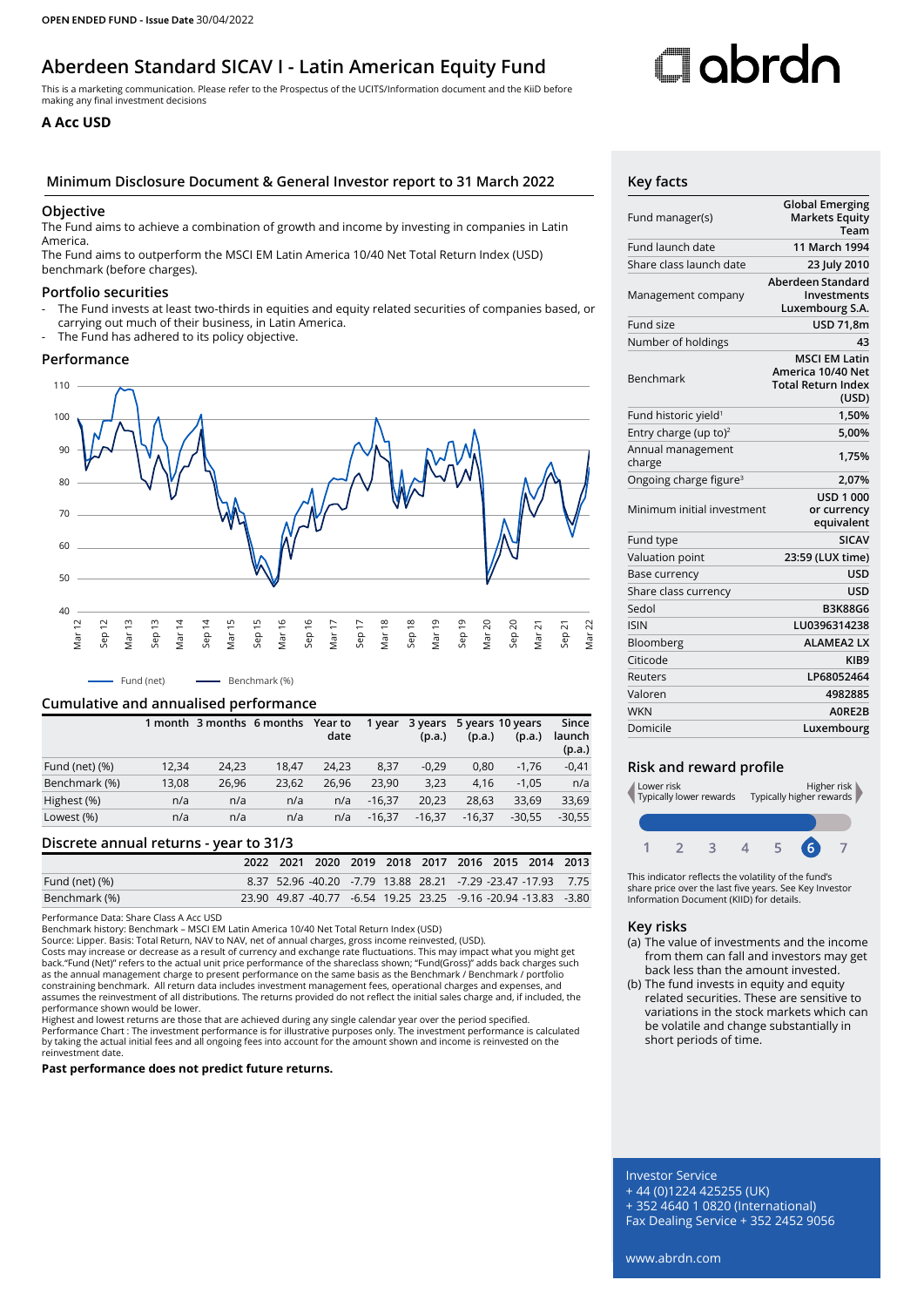OPEN ENDED FUND - Issue Date 30/04/2022

# Aberdeen Standard SICAV I - Latin American Equity Fund

This is a marketing communication. Please refer to the Prospectus of the UCITS/Information document and the KiiD before making any final investment decisions

**A Acc USD**

## Minimum Disclosure Document & General Investor report to 31 March 2022

### Objective

The Fund aims to achieve a combination of growth and income by investing in companies in Latin America.
The Fund aims to outperform the MSCI EM Latin America 10/40 Net Total Return Index (USD) benchmark (before charges).

### Portfolio securities

- The Fund invests at least two-thirds in equities and equity related securities of companies based, or carrying out much of their business, in Latin America.
- The Fund has adhered to its policy objective.

### Performance

Fund (net) — Benchmark (%)

### Cumulative and annualised performance

| | 1 month | 3 months | 6 months | Year to date | 1 year | 3 years (p.a.) | 5 years (p.a.) | 10 years (p.a.) | Since launch (p.a.) |
|---|---|---|---|---|---|---|---|---|---|
| Fund (net) (%) | 12,34 | 24,23 | 18,47 | 24,23 | 8,37 | -0,29 | 0,80 | -1,76 | -0,41 |
| Benchmark (%) | 13,08 | 26,96 | 23,62 | 26,96 | 23,90 | 3,23 | 4,16 | -1,05 | n/a |
| Highest (%) | n/a | n/a | n/a | n/a | -16,37 | 20,23 | 28,63 | 33,69 | 33,69 |
| Lowest (%) | n/a | n/a | n/a | n/a | -16,37 | -16,37 | -16,37 | -30,55 | -30,55 |

### Discrete annual returns - year to 31/3

| | 2022 | 2021 | 2020 | 2019 | 2018 | 2017 | 2016 | 2015 | 2014 | 2013 |
|---|---|---|---|---|---|---|---|---|---|---|
| Fund (net) (%) | 8.37 | 52.96 | -40.20 | -7.79 | 13.88 | 28.21 | -7.29 | -23.47 | -17.93 | 7.75 |
| Benchmark (%) | 23.90 | 49.87 | -40.77 | -6.54 | 19.25 | 23.25 | -9.16 | -20.94 | -13.83 | -3.80 |

Performance Data: Share Class A Acc USD
Benchmark history: Benchmark – MSCI EM Latin America 10/40 Net Total Return Index (USD)
Source: Lipper. Basis: Total Return, NAV to NAV, net of annual charges, gross income reinvested, (USD).
Costs may increase or decrease as a result of currency and exchange rate fluctuations. This may impact what you might get back."Fund (Net)" refers to the actual unit price performance of the shareclass shown; "Fund(Gross)" adds back charges such as the annual management charge to present performance on the same basis as the Benchmark / Benchmark / portfolio constraining benchmark. All return data includes investment management fees, operational charges and expenses, and assumes the reinvestment of all distributions. The returns provided do not reflect the initial sales charge and, if included, the performance shown would be lower.
Highest and lowest returns are those that are achieved during any single calendar year over the period specified.
Performance Chart : The investment performance is for illustrative purposes only. The investment performance is calculated by taking the actual initial fees and all ongoing fees into account for the amount shown and income is reinvested on the reinvestment date.

**Past performance does not predict future returns.**

## Key facts

| | |
|---|---|
| Fund manager(s) | Global Emerging Markets Equity Team |
| Fund launch date | 11 March 1994 |
| Share class launch date | 23 July 2010 |
| Management company | Aberdeen Standard Investments Luxembourg S.A. |
| Fund size | USD 71,8m |
| Number of holdings | 43 |
| Benchmark | MSCI EM Latin America 10/40 Net Total Return Index (USD) |
| Fund historic yield[1] | 1,50% |
| Entry charge (up to)[2] | 5,00% |
| Annual management charge | 1,75% |
| Ongoing charge figure[3] | 2,07% |
| Minimum initial investment | USD 1 000 or currency equivalent |
| Fund type | SICAV |
| Valuation point | 23:59 (LUX time) |
| Base currency | USD |
| Share class currency | USD |
| Sedol | B3K88G6 |
| ISIN | LU0396314238 |
| Bloomberg | ALAMEA2 LX |
| Citicode | KIB9 |
| Reuters | LP68052464 |
| Valoren | 4982885 |
| WKN | A0RE2B |
| Domicile | Luxembourg |

## Risk and reward profile

Lower risk — Typically lower rewards | Higher risk — Typically higher rewards

1 2 3 4 5 **6** 7

This indicator reflects the volatility of the fund's share price over the last five years. See Key Investor Information Document (KIID) for details.

## Key risks

(a) The value of investments and the income from them can fall and investors may get back less than the amount invested.
(b) The fund invests in equity and equity related securities. These are sensitive to variations in the stock markets which can be volatile and change substantially in short periods of time.

Investor Service
+ 44 (0)1224 425255 (UK)
+ 352 4640 1 0820 (International)
Fax Dealing Service + 352 2452 9056

www.abrdn.com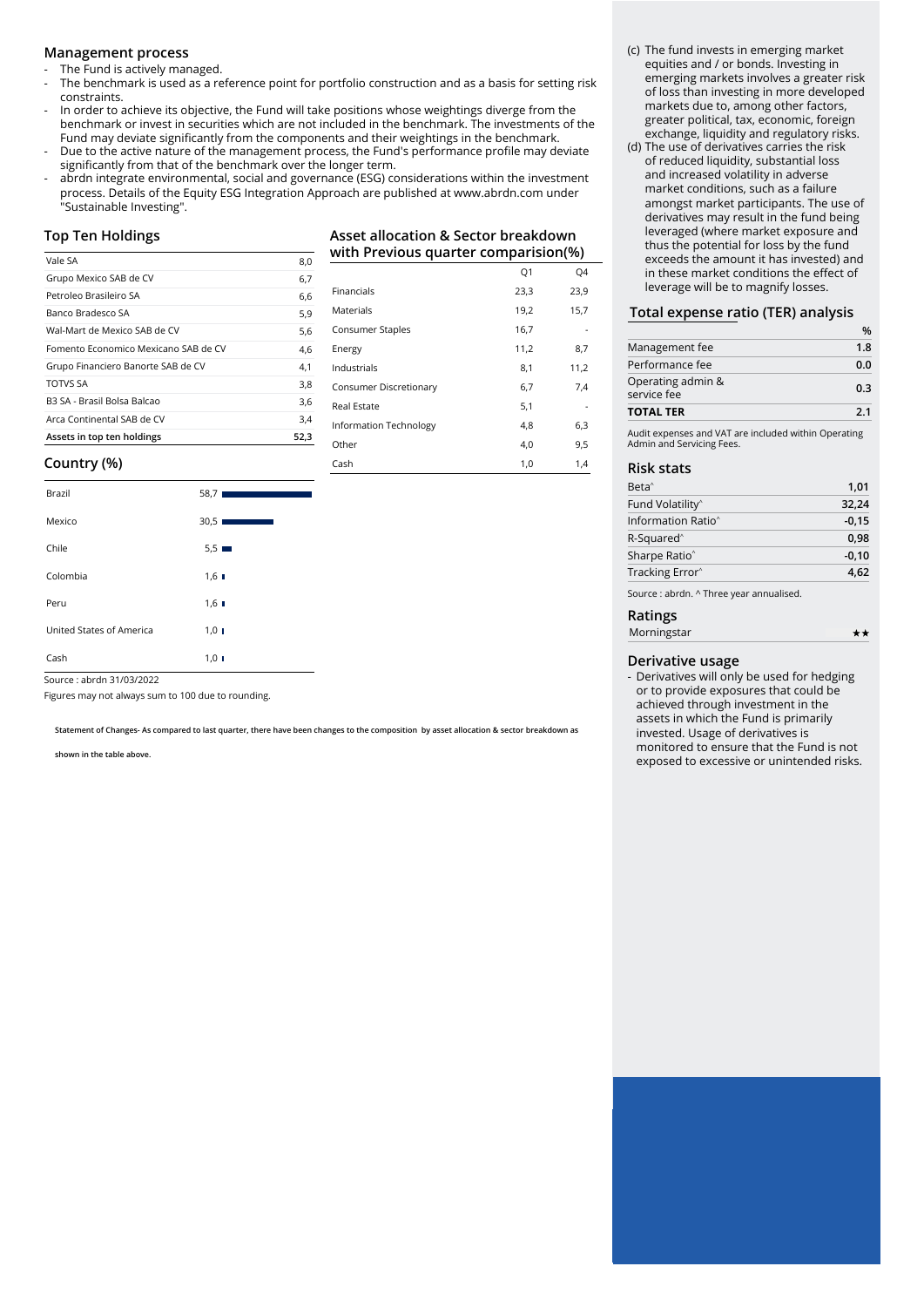## Management process

- The Fund is actively managed.
- The benchmark is used as a reference point for portfolio construction and as a basis for setting risk constraints.
- In order to achieve its objective, the Fund will take positions whose weightings diverge from the benchmark or invest in securities which are not included in the benchmark. The investments of the Fund may deviate significantly from the components and their weightings in the benchmark.
- Due to the active nature of the management process, the Fund's performance profile may deviate significantly from that of the benchmark over the longer term.
- abrdn integrate environmental, social and governance (ESG) considerations within the investment process. Details of the Equity ESG Integration Approach are published at www.abrdn.com under "Sustainable Investing".

## Top Ten Holdings

| Holding | % |
|---|---|
| Vale SA | 8,0 |
| Grupo Mexico SAB de CV | 6,7 |
| Petroleo Brasileiro SA | 6,6 |
| Banco Bradesco SA | 5,9 |
| Wal-Mart de Mexico SAB de CV | 5,6 |
| Fomento Economico Mexicano SAB de CV | 4,6 |
| Grupo Financiero Banorte SAB de CV | 4,1 |
| TOTVS SA | 3,8 |
| B3 SA - Brasil Bolsa Balcao | 3,6 |
| Arca Continental SAB de CV | 3,4 |
| **Assets in top ten holdings** | **52,3** |

## Asset allocation & Sector breakdown with Previous quarter comparision(%)

| | Q1 | Q4 |
|---|---|---|
| Financials | 23,3 | 23,9 |
| Materials | 19,2 | 15,7 |
| Consumer Staples | 16,7 | - |
| Energy | 11,2 | 8,7 |
| Industrials | 8,1 | 11,2 |
| Consumer Discretionary | 6,7 | 7,4 |
| Real Estate | 5,1 | - |
| Information Technology | 4,8 | 6,3 |
| Other | 4,0 | 9,5 |
| Cash | 1,0 | 1,4 |

## Country (%)

| Country | % |
|---|---|
| Brazil | 58,7 |
| Mexico | 30,5 |
| Chile | 5,5 |
| Colombia | 1,6 |
| Peru | 1,6 |
| United States of America | 1,0 |
| Cash | 1,0 |

Source : abrdn 31/03/2022

Figures may not always sum to 100 due to rounding.

**Statement of Changes- As compared to last quarter, there have been changes to the composition by asset allocation & sector breakdown as shown in the table above.**

(c) The fund invests in emerging market equities and / or bonds. Investing in emerging markets involves a greater risk of loss than investing in more developed markets due to, among other factors, greater political, tax, economic, foreign exchange, liquidity and regulatory risks.

(d) The use of derivatives carries the risk of reduced liquidity, substantial loss and increased volatility in adverse market conditions, such as a failure amongst market participants. The use of derivatives may result in the fund being leveraged (where market exposure and thus the potential for loss by the fund exceeds the amount it has invested) and in these market conditions the effect of leverage will be to magnify losses.

## Total expense ratio (TER) analysis

| | % |
|---|---|
| Management fee | 1.8 |
| Performance fee | 0.0 |
| Operating admin & service fee | 0.3 |
| **TOTAL TER** | **2.1** |

Audit expenses and VAT are included within Operating Admin and Servicing Fees.

## Risk stats

| | |
|---|---|
| Beta^ | 1,01 |
| Fund Volatility^ | 32,24 |
| Information Ratio^ | -0,15 |
| R-Squared^ | 0,98 |
| Sharpe Ratio^ | -0,10 |
| Tracking Error^ | 4,62 |

Source : abrdn. ^ Three year annualised.

## Ratings

| | |
|---|---|
| Morningstar | ★★ |

## Derivative usage

- Derivatives will only be used for hedging or to provide exposures that could be achieved through investment in the assets in which the Fund is primarily invested. Usage of derivatives is monitored to ensure that the Fund is not exposed to excessive or unintended risks.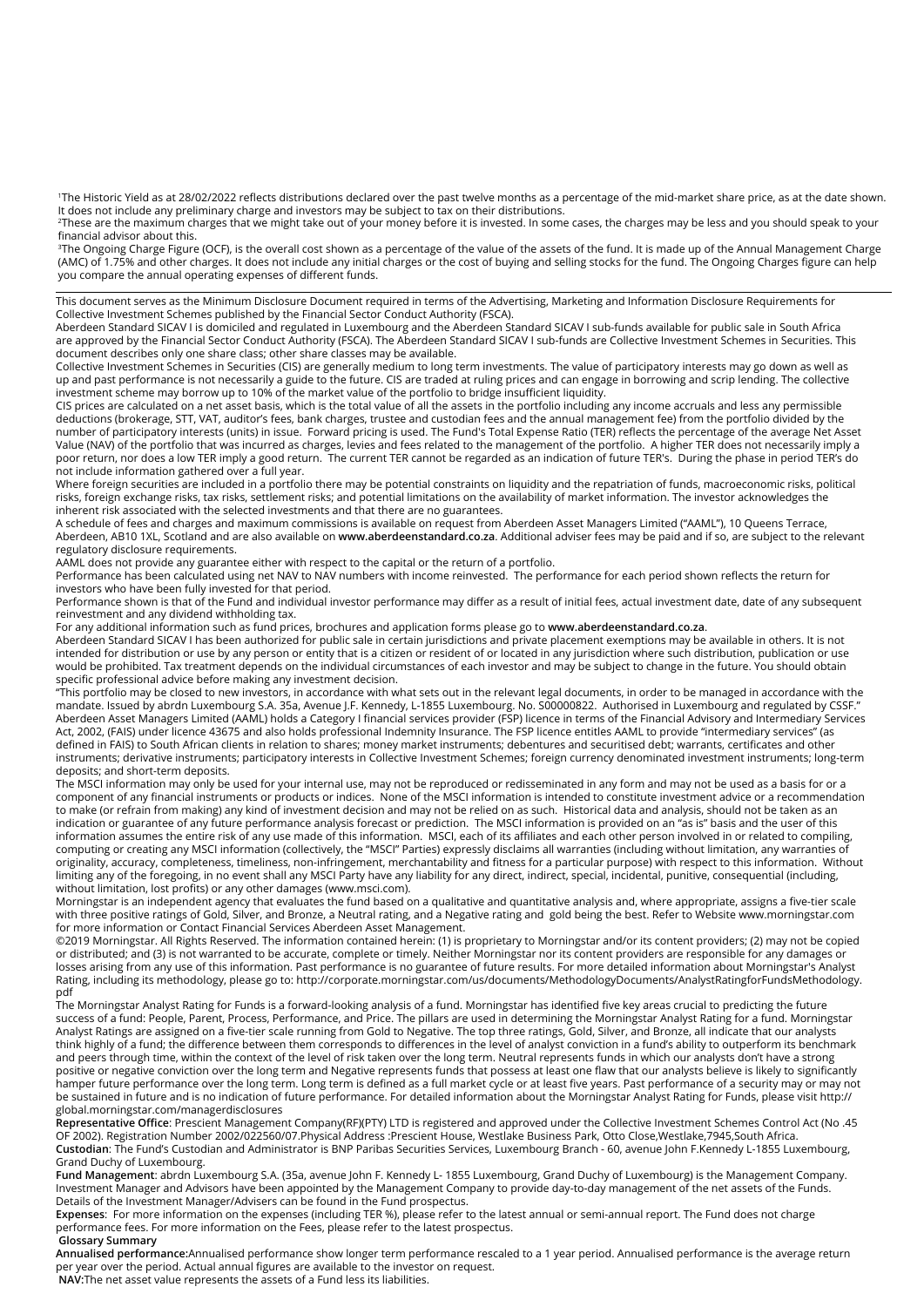[1]The Historic Yield as at 28/02/2022 reflects distributions declared over the past twelve months as a percentage of the mid-market share price, as at the date shown. It does not include any preliminary charge and investors may be subject to tax on their distributions.
[2]These are the maximum charges that we might take out of your money before it is invested. In some cases, the charges may be less and you should speak to your financial advisor about this.
[3]The Ongoing Charge Figure (OCF), is the overall cost shown as a percentage of the value of the assets of the fund. It is made up of the Annual Management Charge (AMC) of 1.75% and other charges. It does not include any initial charges or the cost of buying and selling stocks for the fund. The Ongoing Charges figure can help you compare the annual operating expenses of different funds.

---

This document serves as the Minimum Disclosure Document required in terms of the Advertising, Marketing and Information Disclosure Requirements for Collective Investment Schemes published by the Financial Sector Conduct Authority (FSCA).
Aberdeen Standard SICAV I is domiciled and regulated in Luxembourg and the Aberdeen Standard SICAV I sub-funds available for public sale in South Africa are approved by the Financial Sector Conduct Authority (FSCA). The Aberdeen Standard SICAV I sub-funds are Collective Investment Schemes in Securities. This document describes only one share class; other share classes may be available.
Collective Investment Schemes in Securities (CIS) are generally medium to long term investments. The value of participatory interests may go down as well as up and past performance is not necessarily a guide to the future. CIS are traded at ruling prices and can engage in borrowing and scrip lending. The collective investment scheme may borrow up to 10% of the market value of the portfolio to bridge insufficient liquidity.
CIS prices are calculated on a net asset basis, which is the total value of all the assets in the portfolio including any income accruals and less any permissible deductions (brokerage, STT, VAT, auditor's fees, bank charges, trustee and custodian fees and the annual management fee) from the portfolio divided by the number of participatory interests (units) in issue. Forward pricing is used. The Fund's Total Expense Ratio (TER) reflects the percentage of the average Net Asset Value (NAV) of the portfolio that was incurred as charges, levies and fees related to the management of the portfolio. A higher TER does not necessarily imply a poor return, nor does a low TER imply a good return. The current TER cannot be regarded as an indication of future TER's. During the phase in period TER's do not include information gathered over a full year.
Where foreign securities are included in a portfolio there may be potential constraints on liquidity and the repatriation of funds, macroeconomic risks, political risks, foreign exchange risks, tax risks, settlement risks; and potential limitations on the availability of market information. The investor acknowledges the inherent risk associated with the selected investments and that there are no guarantees.
A schedule of fees and charges and maximum commissions is available on request from Aberdeen Asset Managers Limited ("AAML"), 10 Queens Terrace, Aberdeen, AB10 1XL, Scotland and are also available on **www.aberdeenstandard.co.za**. Additional adviser fees may be paid and if so, are subject to the relevant regulatory disclosure requirements.
AAML does not provide any guarantee either with respect to the capital or the return of a portfolio.
Performance has been calculated using net NAV to NAV numbers with income reinvested. The performance for each period shown reflects the return for investors who have been fully invested for that period.
Performance shown is that of the Fund and individual investor performance may differ as a result of initial fees, actual investment date, date of any subsequent reinvestment and any dividend withholding tax.
For any additional information such as fund prices, brochures and application forms please go to **www.aberdeenstandard.co.za**.
Aberdeen Standard SICAV I has been authorized for public sale in certain jurisdictions and private placement exemptions may be available in others. It is not intended for distribution or use by any person or entity that is a citizen or resident of or located in any jurisdiction where such distribution, publication or use would be prohibited. Tax treatment depends on the individual circumstances of each investor and may be subject to change in the future. You should obtain specific professional advice before making any investment decision.
"This portfolio may be closed to new investors, in accordance with what sets out in the relevant legal documents, in order to be managed in accordance with the mandate. Issued by abrdn Luxembourg S.A. 35a, Avenue J.F. Kennedy, L-1855 Luxembourg. No. S00000822. Authorised in Luxembourg and regulated by CSSF."
Aberdeen Asset Managers Limited (AAML) holds a Category I financial services provider (FSP) licence in terms of the Financial Advisory and Intermediary Services Act, 2002, (FAIS) under licence 43675 and also holds professional Indemnity Insurance. The FSP licence entitles AAML to provide "intermediary services" (as defined in FAIS) to South African clients in relation to shares; money market instruments; debentures and securitised debt; warrants, certificates and other instruments; derivative instruments; participatory interests in Collective Investment Schemes; foreign currency denominated investment instruments; long-term deposits; and short-term deposits.
The MSCI information may only be used for your internal use, may not be reproduced or redisseminated in any form and may not be used as a basis for or a component of any financial instruments or products or indices. None of the MSCI information is intended to constitute investment advice or a recommendation to make (or refrain from making) any kind of investment decision and may not be relied on as such. Historical data and analysis, should not be taken as an indication or guarantee of any future performance analysis forecast or prediction. The MSCI information is provided on an "as is" basis and the user of this information assumes the entire risk of any use made of this information. MSCI, each of its affiliates and each other person involved in or related to compiling, computing or creating any MSCI information (collectively, the "MSCI" Parties) expressly disclaims all warranties (including without limitation, any warranties of originality, accuracy, completeness, timeliness, non-infringement, merchantability and fitness for a particular purpose) with respect to this information. Without limiting any of the foregoing, in no event shall any MSCI Party have any liability for any direct, indirect, special, incidental, punitive, consequential (including, without limitation, lost profits) or any other damages (www.msci.com).
Morningstar is an independent agency that evaluates the fund based on a qualitative and quantitative analysis and, where appropriate, assigns a five-tier scale with three positive ratings of Gold, Silver, and Bronze, a Neutral rating, and a Negative rating and gold being the best. Refer to Website www.morningstar.com for more information or Contact Financial Services Aberdeen Asset Management.
©2019 Morningstar. All Rights Reserved. The information contained herein: (1) is proprietary to Morningstar and/or its content providers; (2) may not be copied or distributed; and (3) is not warranted to be accurate, complete or timely. Neither Morningstar nor its content providers are responsible for any damages or losses arising from any use of this information. Past performance is no guarantee of future results. For more detailed information about Morningstar's Analyst Rating, including its methodology, please go to: http://corporate.morningstar.com/us/documents/MethodologyDocuments/AnalystRatingforFundsMethodology.pdf
The Morningstar Analyst Rating for Funds is a forward-looking analysis of a fund. Morningstar has identified five key areas crucial to predicting the future success of a fund: People, Parent, Process, Performance, and Price. The pillars are used in determining the Morningstar Analyst Rating for a fund. Morningstar Analyst Ratings are assigned on a five-tier scale running from Gold to Negative. The top three ratings, Gold, Silver, and Bronze, all indicate that our analysts think highly of a fund; the difference between them corresponds to differences in the level of analyst conviction in a fund's ability to outperform its benchmark and peers through time, within the context of the level of risk taken over the long term. Neutral represents funds in which our analysts don't have a strong positive or negative conviction over the long term and Negative represents funds that possess at least one flaw that our analysts believe is likely to significantly hamper future performance over the long term. Long term is defined as a full market cycle or at least five years. Past performance of a security may or may not be sustained in future and is no indication of future performance. For detailed information about the Morningstar Analyst Rating for Funds, please visit http://global.morningstar.com/managerdisclosures
**Representative Office**: Prescient Management Company(RF)(PTY) LTD is registered and approved under the Collective Investment Schemes Control Act (No .45 OF 2002). Registration Number 2002/022560/07.Physical Address :Prescient House, Westlake Business Park, Otto Close,Westlake,7945,South Africa.
**Custodian**: The Fund's Custodian and Administrator is BNP Paribas Securities Services, Luxembourg Branch - 60, avenue John F.Kennedy L-1855 Luxembourg, Grand Duchy of Luxembourg.
**Fund Management**: abrdn Luxembourg S.A. (35a, avenue John F. Kennedy L- 1855 Luxembourg, Grand Duchy of Luxembourg) is the Management Company. Investment Manager and Advisors have been appointed by the Management Company to provide day-to-day management of the net assets of the Funds. Details of the Investment Manager/Advisers can be found in the Fund prospectus.
**Expenses**: For more information on the expenses (including TER %), please refer to the latest annual or semi-annual report. The Fund does not charge performance fees. For more information on the Fees, please refer to the latest prospectus.

**Glossary Summary**

**Annualised performance:**Annualised performance show longer term performance rescaled to a 1 year period. Annualised performance is the average return per year over the period. Actual annual figures are available to the investor on request.
**NAV:**The net asset value represents the assets of a Fund less its liabilities.